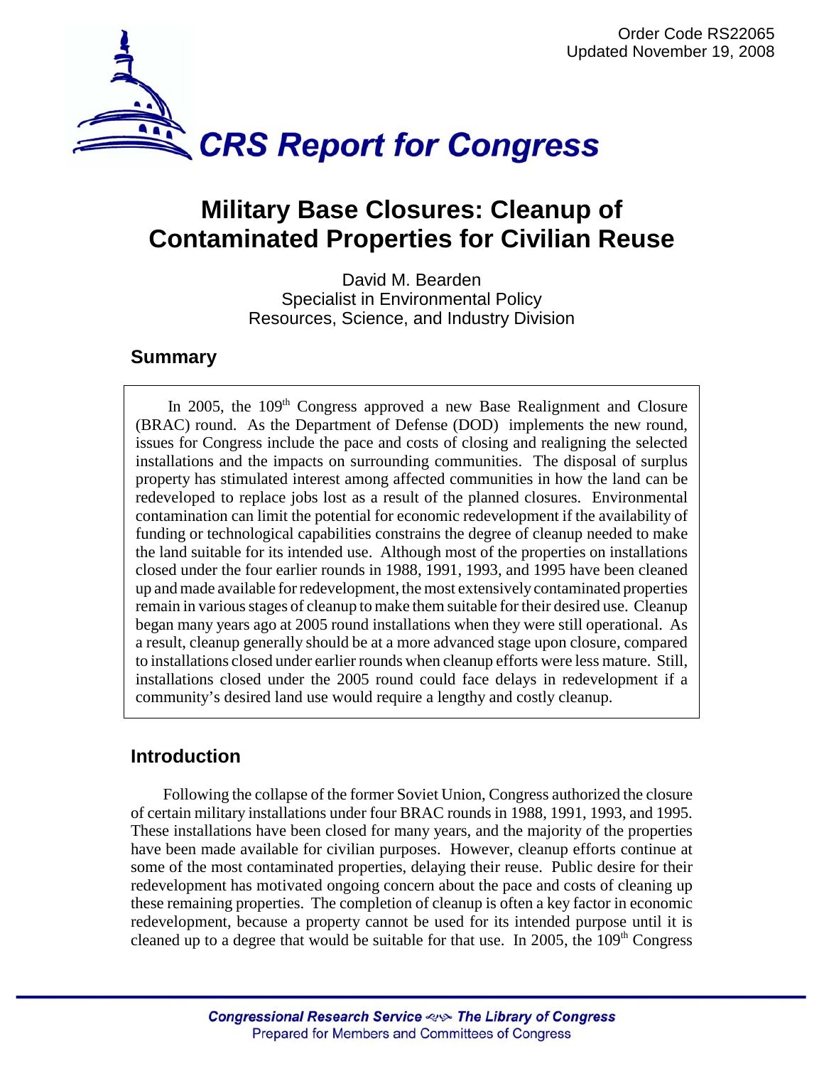Order Code RS22065
Updated November 19, 2008

# CRS Report for Congress

# Military Base Closures: Cleanup of Contaminated Properties for Civilian Reuse

David M. Bearden
Specialist in Environmental Policy
Resources, Science, and Industry Division

## Summary

In 2005, the 109th Congress approved a new Base Realignment and Closure (BRAC) round. As the Department of Defense (DOD) implements the new round, issues for Congress include the pace and costs of closing and realigning the selected installations and the impacts on surrounding communities. The disposal of surplus property has stimulated interest among affected communities in how the land can be redeveloped to replace jobs lost as a result of the planned closures. Environmental contamination can limit the potential for economic redevelopment if the availability of funding or technological capabilities constrains the degree of cleanup needed to make the land suitable for its intended use. Although most of the properties on installations closed under the four earlier rounds in 1988, 1991, 1993, and 1995 have been cleaned up and made available for redevelopment, the most extensively contaminated properties remain in various stages of cleanup to make them suitable for their desired use. Cleanup began many years ago at 2005 round installations when they were still operational. As a result, cleanup generally should be at a more advanced stage upon closure, compared to installations closed under earlier rounds when cleanup efforts were less mature. Still, installations closed under the 2005 round could face delays in redevelopment if a community's desired land use would require a lengthy and costly cleanup.

## Introduction

Following the collapse of the former Soviet Union, Congress authorized the closure of certain military installations under four BRAC rounds in 1988, 1991, 1993, and 1995. These installations have been closed for many years, and the majority of the properties have been made available for civilian purposes. However, cleanup efforts continue at some of the most contaminated properties, delaying their reuse. Public desire for their redevelopment has motivated ongoing concern about the pace and costs of cleaning up these remaining properties. The completion of cleanup is often a key factor in economic redevelopment, because a property cannot be used for its intended purpose until it is cleaned up to a degree that would be suitable for that use. In 2005, the 109th Congress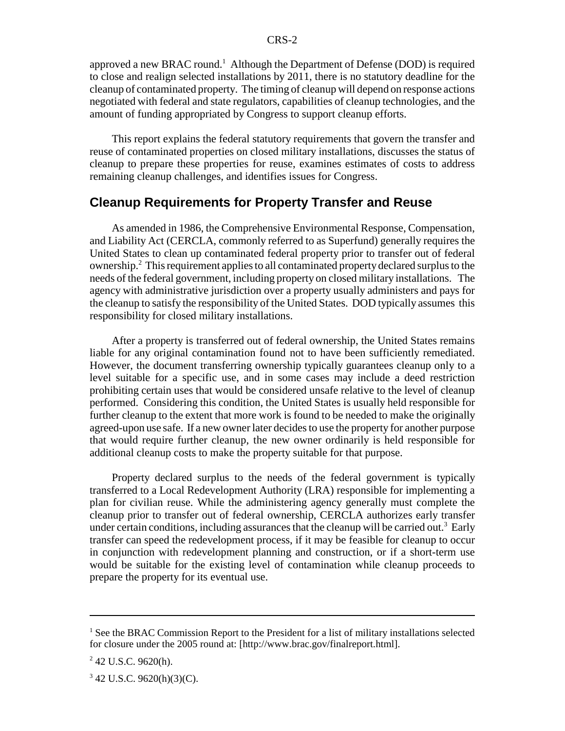approved a new BRAC round.[1] Although the Department of Defense (DOD) is required to close and realign selected installations by 2011, there is no statutory deadline for the cleanup of contaminated property. The timing of cleanup will depend on response actions negotiated with federal and state regulators, capabilities of cleanup technologies, and the amount of funding appropriated by Congress to support cleanup efforts.

This report explains the federal statutory requirements that govern the transfer and reuse of contaminated properties on closed military installations, discusses the status of cleanup to prepare these properties for reuse, examines estimates of costs to address remaining cleanup challenges, and identifies issues for Congress.

## Cleanup Requirements for Property Transfer and Reuse

As amended in 1986, the Comprehensive Environmental Response, Compensation, and Liability Act (CERCLA, commonly referred to as Superfund) generally requires the United States to clean up contaminated federal property prior to transfer out of federal ownership.[2] This requirement applies to all contaminated property declared surplus to the needs of the federal government, including property on closed military installations. The agency with administrative jurisdiction over a property usually administers and pays for the cleanup to satisfy the responsibility of the United States. DOD typically assumes this responsibility for closed military installations.

After a property is transferred out of federal ownership, the United States remains liable for any original contamination found not to have been sufficiently remediated. However, the document transferring ownership typically guarantees cleanup only to a level suitable for a specific use, and in some cases may include a deed restriction prohibiting certain uses that would be considered unsafe relative to the level of cleanup performed. Considering this condition, the United States is usually held responsible for further cleanup to the extent that more work is found to be needed to make the originally agreed-upon use safe. If a new owner later decides to use the property for another purpose that would require further cleanup, the new owner ordinarily is held responsible for additional cleanup costs to make the property suitable for that purpose.

Property declared surplus to the needs of the federal government is typically transferred to a Local Redevelopment Authority (LRA) responsible for implementing a plan for civilian reuse. While the administering agency generally must complete the cleanup prior to transfer out of federal ownership, CERCLA authorizes early transfer under certain conditions, including assurances that the cleanup will be carried out.[3] Early transfer can speed the redevelopment process, if it may be feasible for cleanup to occur in conjunction with redevelopment planning and construction, or if a short-term use would be suitable for the existing level of contamination while cleanup proceeds to prepare the property for its eventual use.

---

[1] See the BRAC Commission Report to the President for a list of military installations selected for closure under the 2005 round at: [http://www.brac.gov/finalreport.html].

[2] 42 U.S.C. 9620(h).

[3] 42 U.S.C. 9620(h)(3)(C).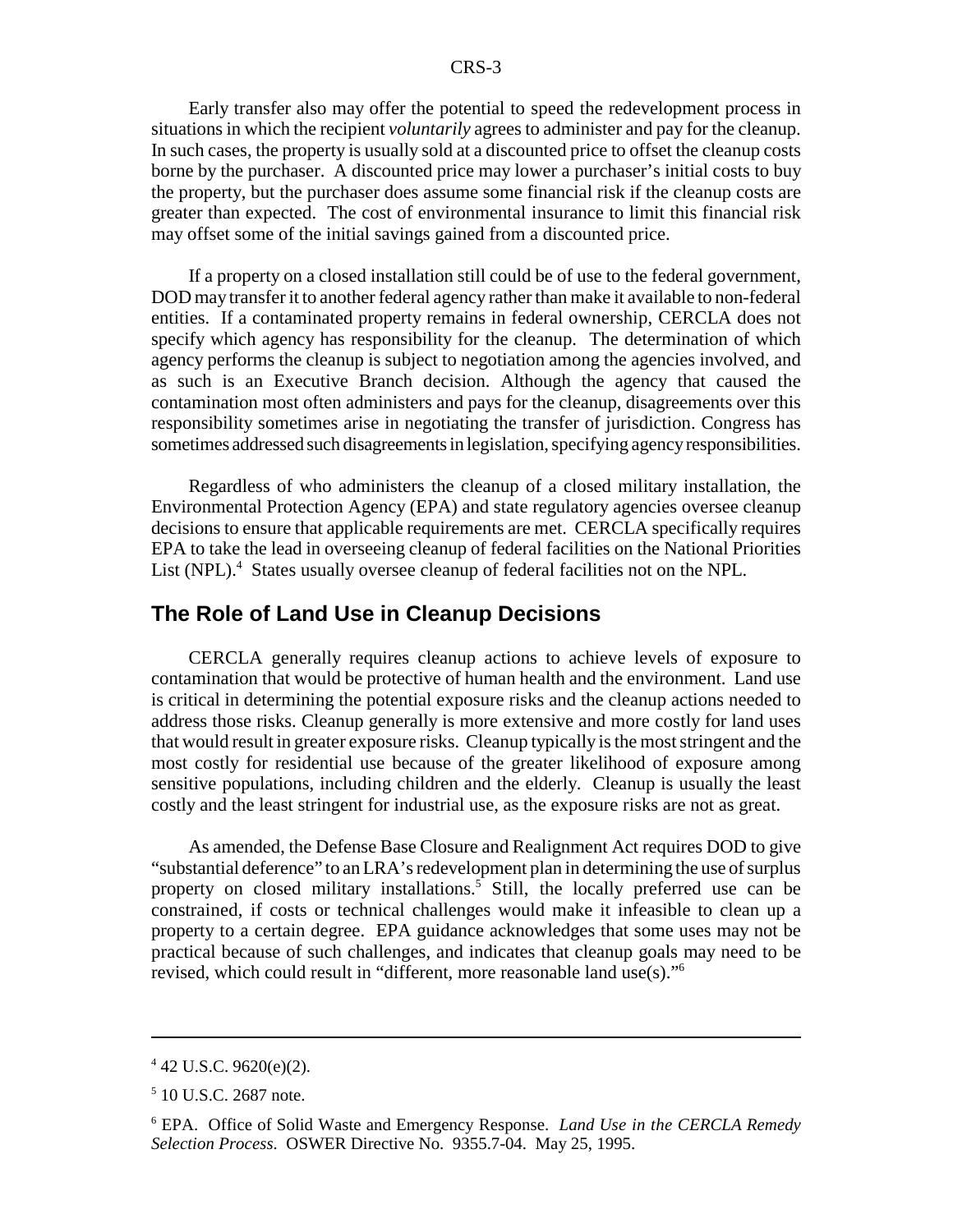Early transfer also may offer the potential to speed the redevelopment process in situations in which the recipient *voluntarily* agrees to administer and pay for the cleanup. In such cases, the property is usually sold at a discounted price to offset the cleanup costs borne by the purchaser. A discounted price may lower a purchaser's initial costs to buy the property, but the purchaser does assume some financial risk if the cleanup costs are greater than expected. The cost of environmental insurance to limit this financial risk may offset some of the initial savings gained from a discounted price.

If a property on a closed installation still could be of use to the federal government, DOD may transfer it to another federal agency rather than make it available to non-federal entities. If a contaminated property remains in federal ownership, CERCLA does not specify which agency has responsibility for the cleanup. The determination of which agency performs the cleanup is subject to negotiation among the agencies involved, and as such is an Executive Branch decision. Although the agency that caused the contamination most often administers and pays for the cleanup, disagreements over this responsibility sometimes arise in negotiating the transfer of jurisdiction. Congress has sometimes addressed such disagreements in legislation, specifying agency responsibilities.

Regardless of who administers the cleanup of a closed military installation, the Environmental Protection Agency (EPA) and state regulatory agencies oversee cleanup decisions to ensure that applicable requirements are met. CERCLA specifically requires EPA to take the lead in overseeing cleanup of federal facilities on the National Priorities List (NPL).[4] States usually oversee cleanup of federal facilities not on the NPL.

## The Role of Land Use in Cleanup Decisions

CERCLA generally requires cleanup actions to achieve levels of exposure to contamination that would be protective of human health and the environment. Land use is critical in determining the potential exposure risks and the cleanup actions needed to address those risks. Cleanup generally is more extensive and more costly for land uses that would result in greater exposure risks. Cleanup typically is the most stringent and the most costly for residential use because of the greater likelihood of exposure among sensitive populations, including children and the elderly. Cleanup is usually the least costly and the least stringent for industrial use, as the exposure risks are not as great.

As amended, the Defense Base Closure and Realignment Act requires DOD to give "substantial deference" to an LRA's redevelopment plan in determining the use of surplus property on closed military installations.[5] Still, the locally preferred use can be constrained, if costs or technical challenges would make it infeasible to clean up a property to a certain degree. EPA guidance acknowledges that some uses may not be practical because of such challenges, and indicates that cleanup goals may need to be revised, which could result in "different, more reasonable land use(s)."[6]

---

[4] 42 U.S.C. 9620(e)(2).

[5] 10 U.S.C. 2687 note.

[6] EPA. Office of Solid Waste and Emergency Response. *Land Use in the CERCLA Remedy Selection Process*. OSWER Directive No. 9355.7-04. May 25, 1995.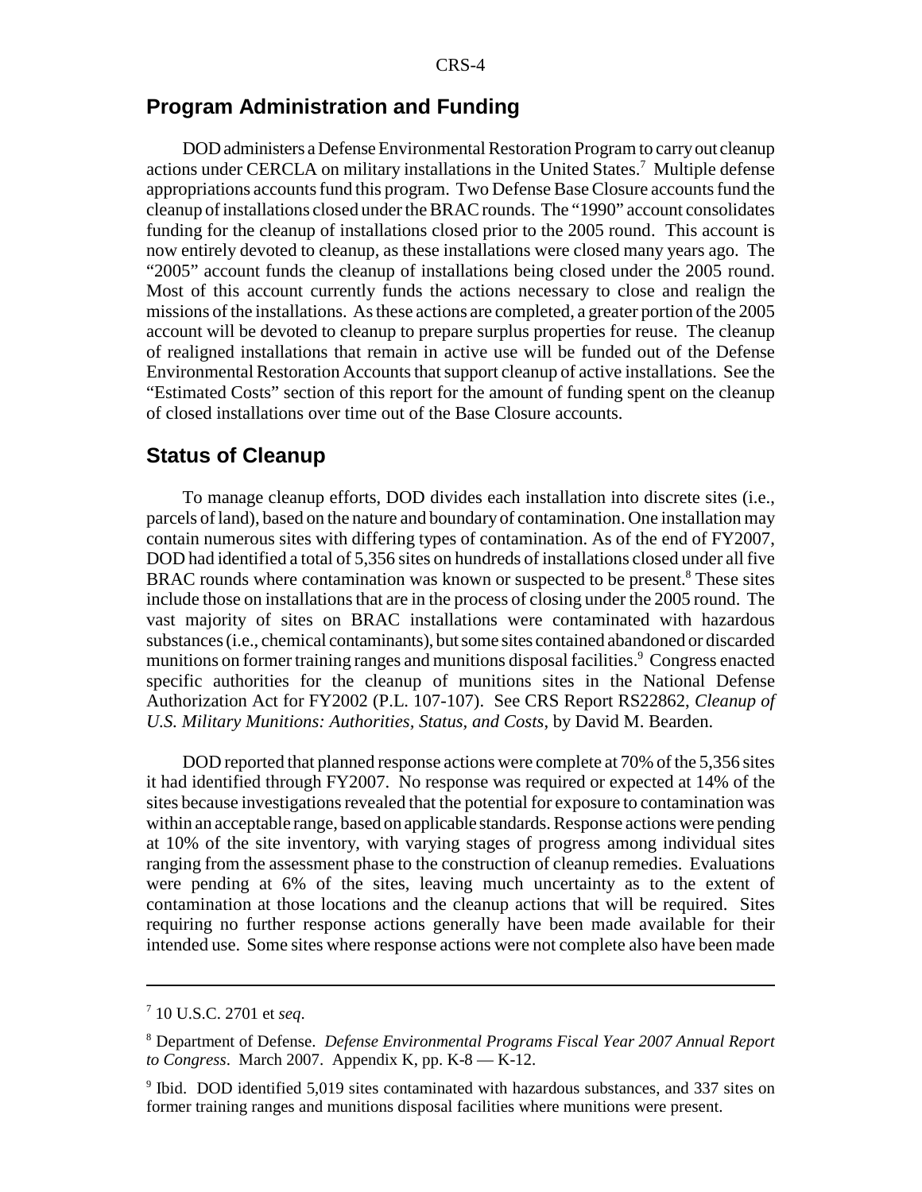## Program Administration and Funding

DOD administers a Defense Environmental Restoration Program to carry out cleanup actions under CERCLA on military installations in the United States.[7] Multiple defense appropriations accounts fund this program. Two Defense Base Closure accounts fund the cleanup of installations closed under the BRAC rounds. The "1990" account consolidates funding for the cleanup of installations closed prior to the 2005 round. This account is now entirely devoted to cleanup, as these installations were closed many years ago. The "2005" account funds the cleanup of installations being closed under the 2005 round. Most of this account currently funds the actions necessary to close and realign the missions of the installations. As these actions are completed, a greater portion of the 2005 account will be devoted to cleanup to prepare surplus properties for reuse. The cleanup of realigned installations that remain in active use will be funded out of the Defense Environmental Restoration Accounts that support cleanup of active installations. See the "Estimated Costs" section of this report for the amount of funding spent on the cleanup of closed installations over time out of the Base Closure accounts.

## Status of Cleanup

To manage cleanup efforts, DOD divides each installation into discrete sites (i.e., parcels of land), based on the nature and boundary of contamination. One installation may contain numerous sites with differing types of contamination. As of the end of FY2007, DOD had identified a total of 5,356 sites on hundreds of installations closed under all five BRAC rounds where contamination was known or suspected to be present.[8] These sites include those on installations that are in the process of closing under the 2005 round. The vast majority of sites on BRAC installations were contaminated with hazardous substances (i.e., chemical contaminants), but some sites contained abandoned or discarded munitions on former training ranges and munitions disposal facilities.[9] Congress enacted specific authorities for the cleanup of munitions sites in the National Defense Authorization Act for FY2002 (P.L. 107-107). See CRS Report RS22862, *Cleanup of U.S. Military Munitions: Authorities, Status, and Costs*, by David M. Bearden.

DOD reported that planned response actions were complete at 70% of the 5,356 sites it had identified through FY2007. No response was required or expected at 14% of the sites because investigations revealed that the potential for exposure to contamination was within an acceptable range, based on applicable standards. Response actions were pending at 10% of the site inventory, with varying stages of progress among individual sites ranging from the assessment phase to the construction of cleanup remedies. Evaluations were pending at 6% of the sites, leaving much uncertainty as to the extent of contamination at those locations and the cleanup actions that will be required. Sites requiring no further response actions generally have been made available for their intended use. Some sites where response actions were not complete also have been made

---

[7] 10 U.S.C. 2701 et *seq*.

[8] Department of Defense. *Defense Environmental Programs Fiscal Year 2007 Annual Report to Congress*. March 2007. Appendix K, pp. K-8 — K-12.

[9] Ibid. DOD identified 5,019 sites contaminated with hazardous substances, and 337 sites on former training ranges and munitions disposal facilities where munitions were present.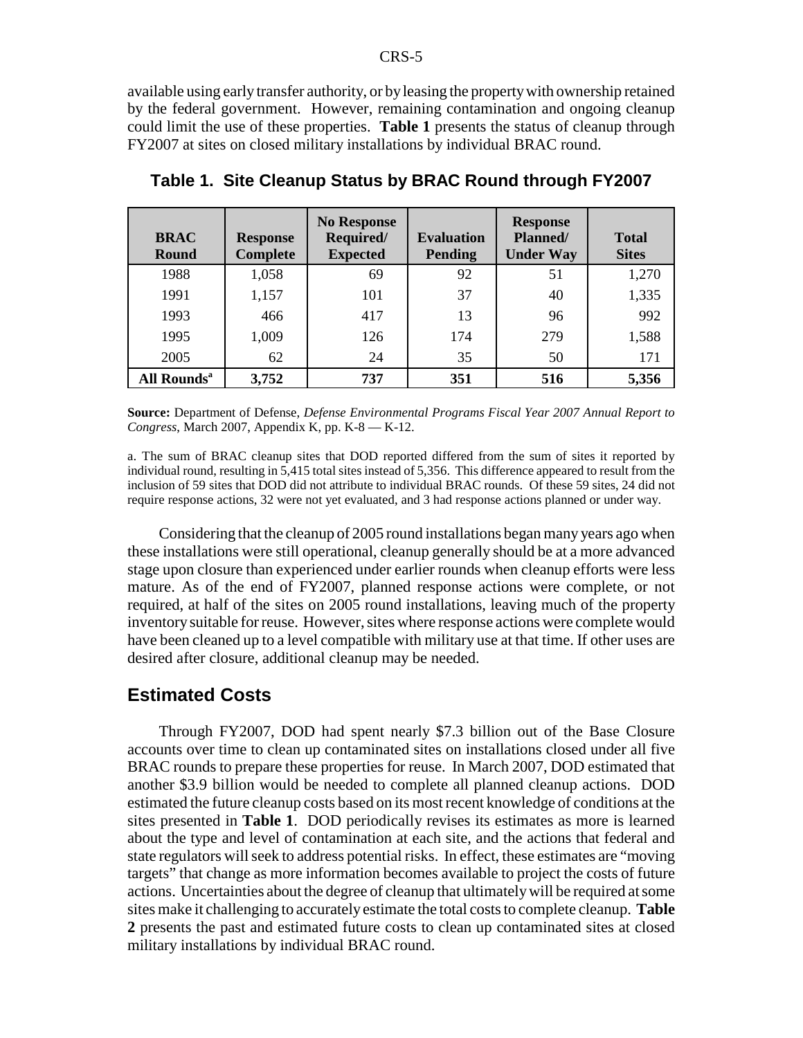available using early transfer authority, or by leasing the property with ownership retained by the federal government. However, remaining contamination and ongoing cleanup could limit the use of these properties. **Table 1** presents the status of cleanup through FY2007 at sites on closed military installations by individual BRAC round.

**Table 1. Site Cleanup Status by BRAC Round through FY2007**

| BRAC Round | Response Complete | No Response Required/ Expected | Evaluation Pending | Response Planned/ Under Way | Total Sites |
|---|---|---|---|---|---|
| 1988 | 1,058 | 69 | 92 | 51 | 1,270 |
| 1991 | 1,157 | 101 | 37 | 40 | 1,335 |
| 1993 | 466 | 417 | 13 | 96 | 992 |
| 1995 | 1,009 | 126 | 174 | 279 | 1,588 |
| 2005 | 62 | 24 | 35 | 50 | 171 |
| **All Rounds[a]** | **3,752** | **737** | **351** | **516** | **5,356** |

**Source:** Department of Defense, *Defense Environmental Programs Fiscal Year 2007 Annual Report to Congress*, March 2007, Appendix K, pp. K-8 — K-12.

a. The sum of BRAC cleanup sites that DOD reported differed from the sum of sites it reported by individual round, resulting in 5,415 total sites instead of 5,356. This difference appeared to result from the inclusion of 59 sites that DOD did not attribute to individual BRAC rounds. Of these 59 sites, 24 did not require response actions, 32 were not yet evaluated, and 3 had response actions planned or under way.

Considering that the cleanup of 2005 round installations began many years ago when these installations were still operational, cleanup generally should be at a more advanced stage upon closure than experienced under earlier rounds when cleanup efforts were less mature. As of the end of FY2007, planned response actions were complete, or not required, at half of the sites on 2005 round installations, leaving much of the property inventory suitable for reuse. However, sites where response actions were complete would have been cleaned up to a level compatible with military use at that time. If other uses are desired after closure, additional cleanup may be needed.

## Estimated Costs

Through FY2007, DOD had spent nearly $7.3 billion out of the Base Closure accounts over time to clean up contaminated sites on installations closed under all five BRAC rounds to prepare these properties for reuse. In March 2007, DOD estimated that another $3.9 billion would be needed to complete all planned cleanup actions. DOD estimated the future cleanup costs based on its most recent knowledge of conditions at the sites presented in **Table 1**. DOD periodically revises its estimates as more is learned about the type and level of contamination at each site, and the actions that federal and state regulators will seek to address potential risks. In effect, these estimates are "moving targets" that change as more information becomes available to project the costs of future actions. Uncertainties about the degree of cleanup that ultimately will be required at some sites make it challenging to accurately estimate the total costs to complete cleanup. **Table 2** presents the past and estimated future costs to clean up contaminated sites at closed military installations by individual BRAC round.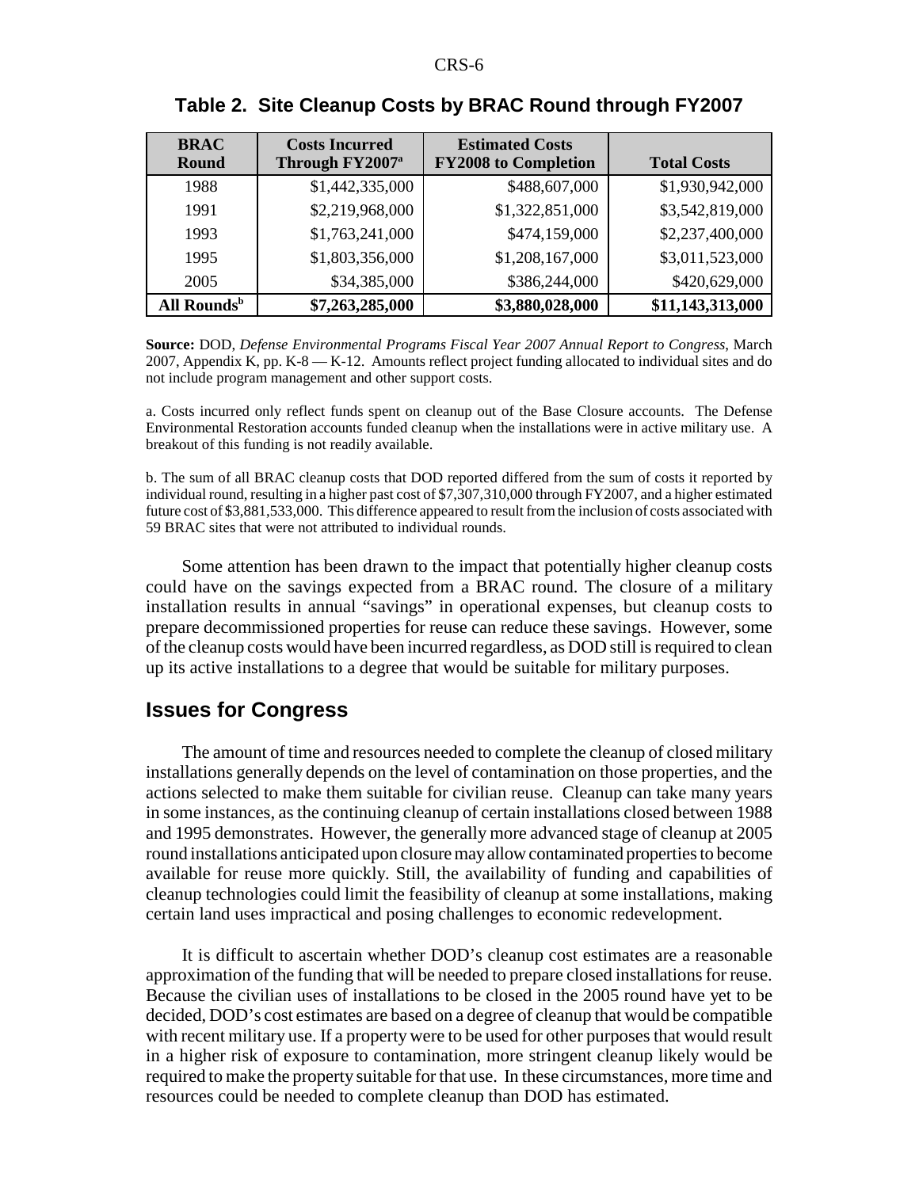**Table 2. Site Cleanup Costs by BRAC Round through FY2007**

| BRAC Round | Costs Incurred Through FY2007[a] | Estimated Costs FY2008 to Completion | Total Costs |
|---|---|---|---|
| 1988 | $1,442,335,000 | $488,607,000 | $1,930,942,000 |
| 1991 | $2,219,968,000 | $1,322,851,000 | $3,542,819,000 |
| 1993 | $1,763,241,000 | $474,159,000 | $2,237,400,000 |
| 1995 | $1,803,356,000 | $1,208,167,000 | $3,011,523,000 |
| 2005 | $34,385,000 | $386,244,000 | $420,629,000 |
| **All Rounds[b]** | **$7,263,285,000** | **$3,880,028,000** | **$11,143,313,000** |

**Source:** DOD, *Defense Environmental Programs Fiscal Year 2007 Annual Report to Congress*, March 2007, Appendix K, pp. K-8 — K-12. Amounts reflect project funding allocated to individual sites and do not include program management and other support costs.

a. Costs incurred only reflect funds spent on cleanup out of the Base Closure accounts. The Defense Environmental Restoration accounts funded cleanup when the installations were in active military use. A breakout of this funding is not readily available.

b. The sum of all BRAC cleanup costs that DOD reported differed from the sum of costs it reported by individual round, resulting in a higher past cost of $7,307,310,000 through FY2007, and a higher estimated future cost of $3,881,533,000. This difference appeared to result from the inclusion of costs associated with 59 BRAC sites that were not attributed to individual rounds.

Some attention has been drawn to the impact that potentially higher cleanup costs could have on the savings expected from a BRAC round. The closure of a military installation results in annual "savings" in operational expenses, but cleanup costs to prepare decommissioned properties for reuse can reduce these savings. However, some of the cleanup costs would have been incurred regardless, as DOD still is required to clean up its active installations to a degree that would be suitable for military purposes.

## Issues for Congress

The amount of time and resources needed to complete the cleanup of closed military installations generally depends on the level of contamination on those properties, and the actions selected to make them suitable for civilian reuse. Cleanup can take many years in some instances, as the continuing cleanup of certain installations closed between 1988 and 1995 demonstrates. However, the generally more advanced stage of cleanup at 2005 round installations anticipated upon closure may allow contaminated properties to become available for reuse more quickly. Still, the availability of funding and capabilities of cleanup technologies could limit the feasibility of cleanup at some installations, making certain land uses impractical and posing challenges to economic redevelopment.

It is difficult to ascertain whether DOD's cleanup cost estimates are a reasonable approximation of the funding that will be needed to prepare closed installations for reuse. Because the civilian uses of installations to be closed in the 2005 round have yet to be decided, DOD's cost estimates are based on a degree of cleanup that would be compatible with recent military use. If a property were to be used for other purposes that would result in a higher risk of exposure to contamination, more stringent cleanup likely would be required to make the property suitable for that use. In these circumstances, more time and resources could be needed to complete cleanup than DOD has estimated.